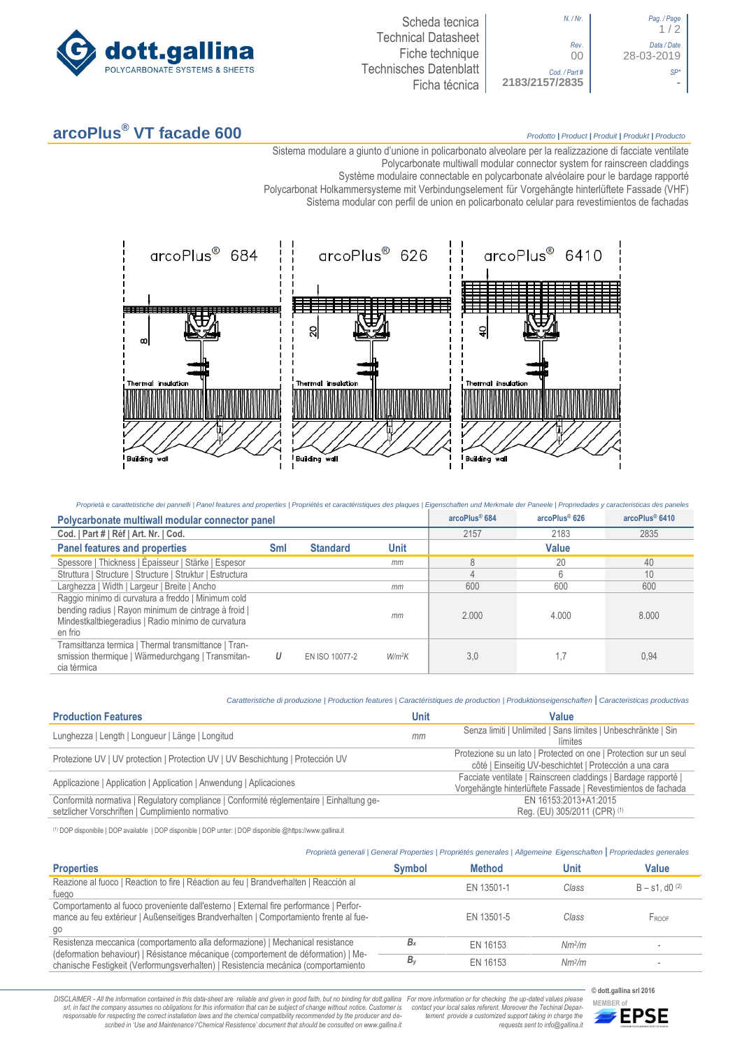Scheda tecnica
Technical Datasheet
Fiche technique
Technisches Datenblatt
Ficha técnica

| N. / Nr. | Pag. / Page |
|---|---|
| | 1 / 2 |
| Rev. | Data / Date |
| 00 | 28-03-2019 |
| Cod. / Part # | SP* |
| 2183/2157/2835 | - |

# arcoPlus® VT facade 600

*Prodotto | Product | Produit | Produkt | Producto*

Sistema modulare a giunto d'unione in policarbonato alveolare per la realizzazione di facciate ventilate
Polycarbonate multiwall modular connector system for rainscreen claddings
Système modulaire connectable en polycarbonate alvéolaire pour le bardage rapporté
Polycarbonat Holkammersysteme mit Verbindungselement für Vorgehängte hinterlüftete Fassade (VHF)
Sistema modular con perfil de union en policarbonato celular para revestimientos de fachadas

arcoPlus® 684 — 8 — Thermal insulation — Building wall
arcoPlus® 626 — 20 — Thermal insulation — Building wall
arcoPlus® 6410 — 40 — Thermal insulation — Building wall

*Proprietà e carattetistiche dei pannelli | Panel features and properties | Propriétés et caractéristiques des plaques | Eigenschaften und Merkmale der Paneele | Propriedades y caracteristicas des paneles*

| **Polycarbonate multiwall modular connector panel** | | | | **arcoPlus® 684** | **arcoPlus® 626** | **arcoPlus® 6410** |
|---|---|---|---|---|---|---|
| **Cod. \| Part # \| Réf \| Art. Nr. \| Cod.** | | | | 2157 | 2183 | 2835 |
| **Panel features and properties** | **Sml** | **Standard** | **Unit** | **Value** | | |
| Spessore \| Thickness \| Épaisseur \| Stärke \| Espesor | | | *mm* | 8 | 20 | 40 |
| Struttura \| Structure \| Structure \| Struktur \| Estructura | | | | 4 | 6 | 10 |
| Larghezza \| Width \| Largeur \| Breite \| Ancho | | | *mm* | 600 | 600 | 600 |
| Raggio minimo di curvatura a freddo \| Minimum cold bending radius \| Rayon minimum de cintrage à froid \| Mindestkaltbiegeradius \| Radio mínimo de curvatura en frio | | | *mm* | 2.000 | 4.000 | 8.000 |
| Tramsittanza termica \| Thermal transmittance \| Transmission thermique \| Wärmedurchgang \| Transmitancia térmica | *U* | EN ISO 10077-2 | *W/m²K* | 3,0 | 1,7 | 0,94 |

*Caratteristiche di produzione | Production features | Caractéristiques de production | Produktionseigenschaften | Caracteristicas productivas*

| **Production Features** | **Unit** | **Value** |
|---|---|---|
| Lunghezza \| Length \| Longueur \| Länge \| Longitud | *mm* | Senza limiti \| Unlimited \| Sans limites \| Unbeschränkte \| Sin límites |
| Protezione UV \| UV protection \| Protection UV \| UV Beschichtung \| Protección UV | | Protezione su un lato \| Protected on one \| Protection sur un seul côté \| Einseitig UV-beschichtet \| Protección a una cara |
| Applicazione \| Application \| Application \| Anwendung \| Aplicaciones | | Facciate ventilate \| Rainscreen claddings \| Bardage rapporté \| Vorgehängte hinterlüftete Fassade \| Revestimientos de fachada |
| Conformità normativa \| Regulatory compliance \| Conformité réglementaire \| Einhaltung gesetzlicher Vorschriften \| Cumplimiento normativo | | EN 16153:2013+A1:2015<br>Reg. (EU) 305/2011 (CPR) (1) |

(1) DOP disponibile | DOP available | DOP disponible | DOP unter: | DOP disponible @https://www.gallina.it

*Proprietà generali | General Properties | Propriétés générales | Allgemeine Eigenschaften | Propriedades generales*

| **Properties** | **Symbol** | **Method** | **Unit** | **Value** |
|---|---|---|---|---|
| Reazione al fuoco \| Reaction to fire \| Réaction au feu \| Brandverhalten \| Reacción al fuego | | EN 13501-1 | *Class* | B – s1, d0 (2) |
| Comportamento al fuoco proveniente dall'esterno \| External fire performance \| Performance au feu extérieur \| Außenseitiges Brandverhalten \| Comportamiento frente al fuego | | EN 13501-5 | *Class* | F<sub>ROOF</sub> |
| Resistenza meccanica (comportamento alla deformazione) \| Mechanical resistance (deformation behaviour) \| Résistance mécanique (comportement de déformation) \| Mechanische Festigkeit (Verformungsverhalten) \| Resistencia mecánica (comportamiento | $B_x$ | EN 16153 | *Nm²/m* | - |
| | $B_y$ | EN 16153 | *Nm²/m* | - |

*DISCLAIMER - All the information contained in this data-sheet are reliable and given in good faith, but no binding for dott.gallina srl, in fact the company assumes no obligations for this information that can be subject of change without notice. Customer is responsable for respecting the correct installation laws and the chemical compatibility recommended by the producer and described in 'Use and Maintenance'/'Chemical Resistence' document that should be consulted on www.gallina.it*

*For more information or for checking the up-dated values please contact your local sales referent. Moreover the Technical Department provide a customized support taking in charge the requests sent to info@gallina.it*

© dott.gallina srl 2016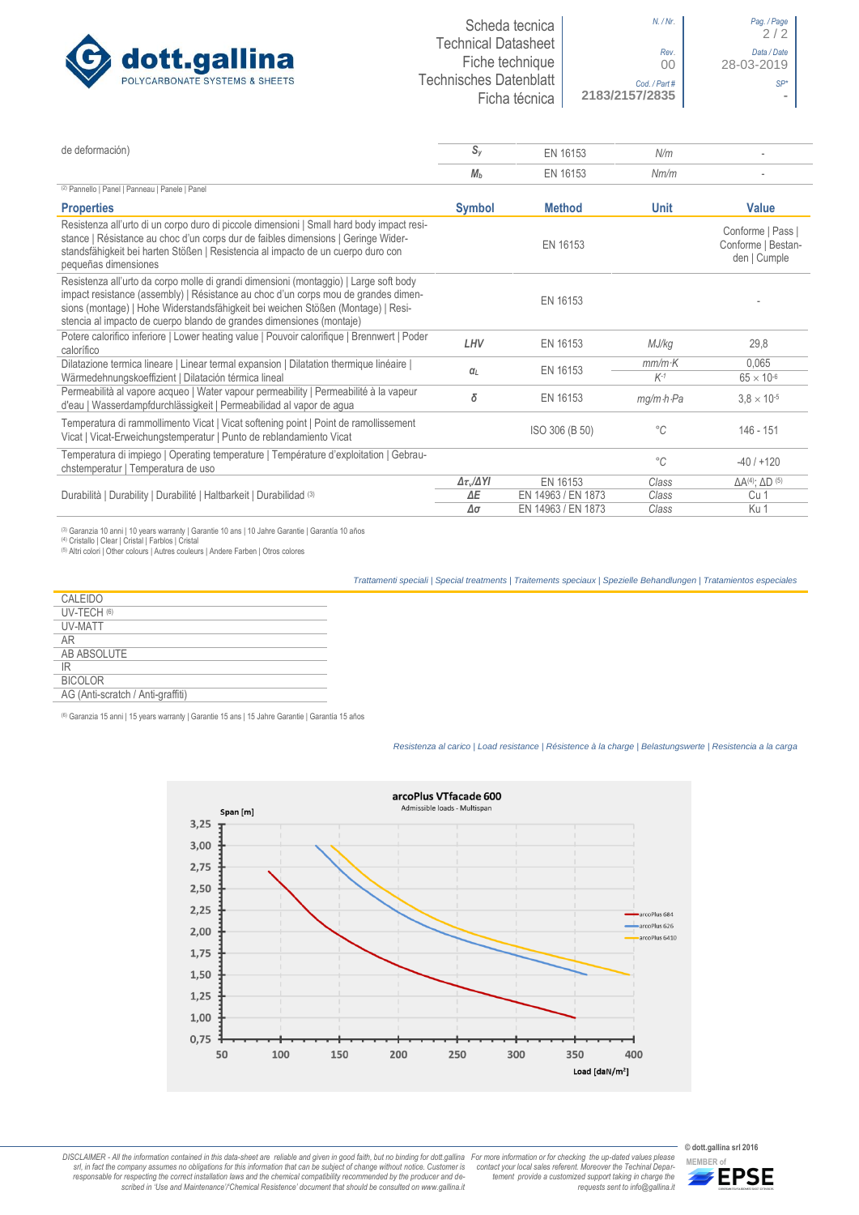| | | | | |
|---|---|---|---|---|
| de deformación) | $S_y$ | EN 16153 | N/m | - |
| | $M_b$ | EN 16153 | Nm/m | - |

(2) Pannello | Panel | Panneau | Panele | Panel

| Properties | Symbol | Method | Unit | Value |
|---|---|---|---|---|
| Resistenza all'urto di un corpo duro di piccole dimensioni \| Small hard body impact resistance \| Résistance au choc d'un corps dur de faibles dimensions \| Geringe Widerstandsfähigkeit bei harten Stößen \| Resistencia al impacto de un cuerpo duro con pequeñas dimensiones | | EN 16153 | | Conforme \| Pass \| Conforme \| Bestanden \| Cumple |
| Resistenza all'urto da corpo molle di grandi dimensioni (montaggio) \| Large soft body impact resistance (assembly) \| Résistance au choc d'un corps mou de grandes dimensions (montage) \| Hohe Widerstandsfähigkeit bei weichen Stößen (Montage) \| Resistencia al impacto de cuerpo blando de grandes dimensiones (montaje) | | EN 16153 | | - |
| Potere calorifico inferiore \| Lower heating value \| Pouvoir calorifique \| Brennwert \| Poder calorífico | LHV | EN 16153 | MJ/kg | 29,8 |
| Dilatazione termica lineare \| Linear termal expansion \| Dilatation thermique linéaire \| Wärmedehnungskoeffizient \| Dilatación térmica lineal | $\alpha_L$ | EN 16153 | mm/m·K | 0,065 |
| | | | $K^{-1}$ | $65 \times 10^{-6}$ |
| Permeabilità al vapore acqueo \| Water vapour permeability \| Permeabilité à la vapeur d'eau \| Wasserdampfdurchlässigkeit \| Permeabilidad al vapor de agua | $\delta$ | EN 16153 | mg/m·h·Pa | $3,8 \times 10^{-5}$ |
| Temperatura di rammollimento Vicat \| Vicat softening point \| Point de ramollissement Vicat \| Vicat-Erweichungstemperatur \| Punto de reblandamiento Vicat | | ISO 306 (B 50) | °C | 146 - 151 |
| Temperatura di impiego \| Operating temperature \| Température d'exploitation \| Gebrauchstemperatur \| Temperatura de uso | | | °C | -40 / +120 |
| Durabilità \| Durability \| Durabilité \| Haltbarkeit \| Durabilidad (3) | $\Delta\tau_v/\Delta YI$ | EN 16153 | Class | ΔA(4); ΔD (5) |
| | $\Delta E$ | EN 14963 / EN 1873 | Class | Cu 1 |
| | $\Delta\sigma$ | EN 14963 / EN 1873 | Class | Ku 1 |

(3) Garanzia 10 anni | 10 years warranty | Garantie 10 ans | 10 Jahre Garantie | Garantía 10 años
(4) Cristallo | Clear | Cristal | Farblos | Cristal
(5) Altri colori | Other colours | Autres couleurs | Andere Farben | Otros colores

*Trattamenti speciali | Special treatments | Traitements speciaux | Spezielle Behandlungen | Tratamientos especiales*

- CALEIDO
- UV-TECH (6)
- UV-MATT
- AR
- AB ABSOLUTE
- IR
- BICOLOR
- AG (Anti-scratch / Anti-graffiti)

(6) Garanzia 15 anni | 15 years warranty | Garantie 15 ans | 15 Jahre Garantie | Garantía 15 años

*Resistenza al carico | Load resistance | Résistance à la charge | Belastungswerte | Resistencia a la carga*

arcoPlus VTfacade 600
Admissible loads - Multispan
Span [m]
3,25
3,00
2,75
2,50
2,25
2,00
1,75
1,50
1,25
1,00
0,75
50 100 150 200 250 300 350 400
Load [daN/m²]
arcoPlus 684
arcoPlus 626
arcoPlus 6410

*DISCLAIMER - All the information contained in this data-sheet are reliable and given in good faith, but no binding for dott.gallina srl, in fact the company assumes no obligations for this information that can be subject of change without notice. Customer is responsable for respecting the correct installation laws and the chemical compatibility recommended by the producer and described in 'Use and Maintenance'/'Chemical Resistence' document that should be consulted on www.gallina.it*

*For more information or for checking the up-dated values please contact your local sales referent. Moreover the Techinal Department provide a customized support taking in charge the requests sent to info@gallina.it*

© dott.gallina srl 2016
MEMBER of EPSE